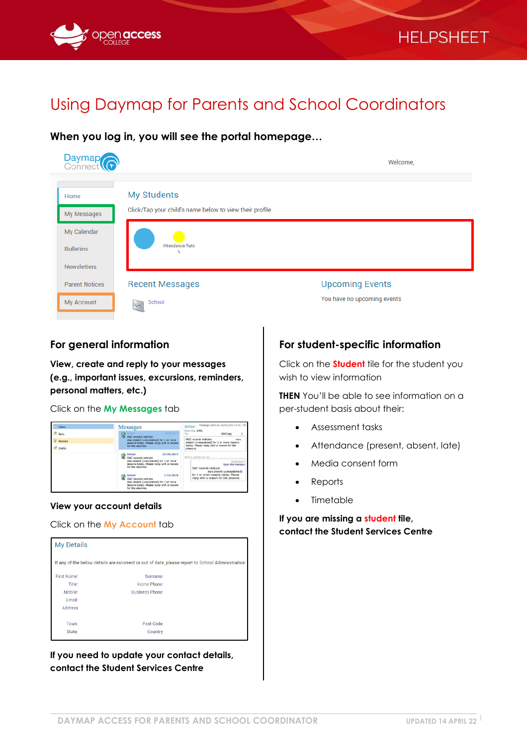# Using Daymap for Parents and School Coordinators

### When you log in, you will see the portal homepage…

## For general information

**View, create and reply to your messages (e.g., important issues, excursions, reminders, personal matters, etc.)**

Click on the **My Messages** tab

**View your account details**

Click on the **My Account** tab

**If you need to update your contact details, contact the Student Services Centre**

## For student-specific information

Click on the **Student** tile for the student you wish to view information

**THEN** You'll be able to see information on a per-student basis about their:

- Assessment tasks
- Attendance (present, absent, late)
- Media consent form
- Reports
- Timetable

**If you are missing a student tile, contact the Student Services Centre**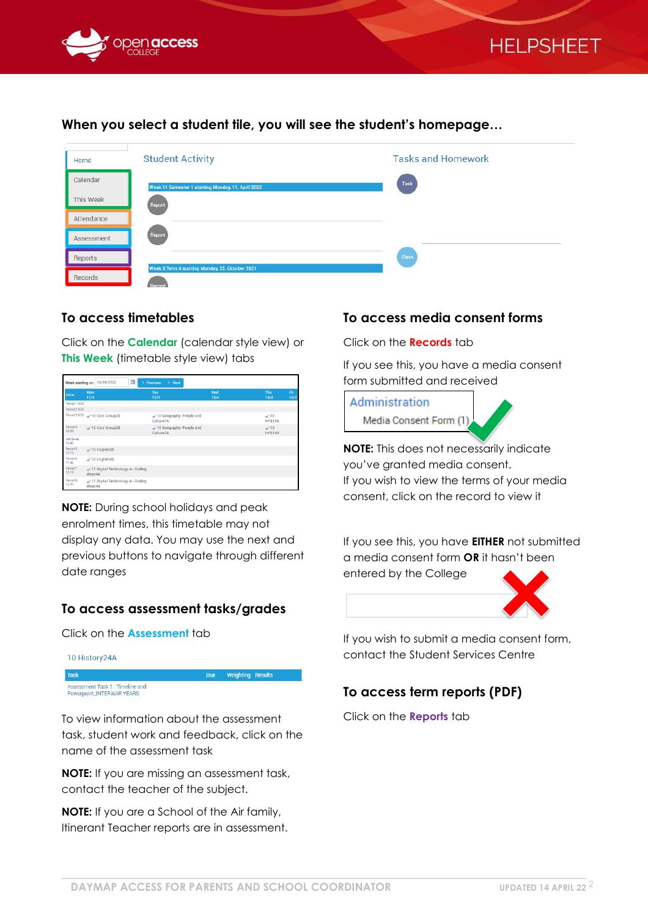**When you select a student tile, you will see the student's homepage…**

## To access timetables

Click on the **Calendar** (calendar style view) or **This Week** (timetable style view) tabs

**NOTE:** During school holidays and peak enrolment times, this timetable may not display any data. You may use the next and previous buttons to navigate through different date ranges

## To access assessment tasks/grades

Click on the **Assessment** tab

To view information about the assessment task, student work and feedback, click on the name of the assessment task

**NOTE:** If you are missing an assessment task, contact the teacher of the subject.

**NOTE:** If you are a School of the Air family, Itinerant Teacher reports are in assessment.

## To access media consent forms

Click on the **Records** tab

If you see this, you have a media consent form submitted and received

**NOTE:** This does not necessarily indicate you've granted media consent.
If you wish to view the terms of your media consent, click on the record to view it

If you see this, you have **EITHER** not submitted a media consent form **OR** it hasn't been entered by the College

If you wish to submit a media consent form, contact the Student Services Centre

## To access term reports (PDF)

Click on the **Reports** tab